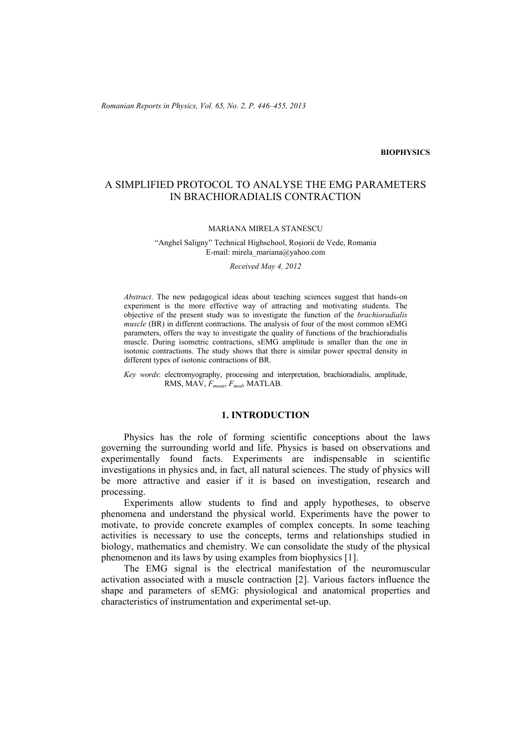**BIOPHYSICS**

# A SIMPLIFIED PROTOCOL TO ANALYSE THE EMG PARAMETERS IN BRACHIORADIALIS CONTRACTION

MARIANA MIRELA STANESCU

"Anghel Saligny" Technical Highschool, Roşiorii de Vede, Romania
E-mail: mirela_mariana@yahoo.com

*Received May 4, 2012*

*Abstract*. The new pedagogical ideas about teaching sciences suggest that hands-on experiment is the more effective way of attracting and motivating students. The objective of the present study was to investigate the function of the *brachioradialis muscle* (BR) in different contractions. The analysis of four of the most common sEMG parameters, offers the way to investigate the quality of functions of the brachioradialis muscle. During isometric contractions, sEMG amplitude is smaller than the one in isotonic contractions. The study shows that there is similar power spectral density in different types of isotonic contractions of BR.

*Key words*: electromyography, processing and interpretation, brachioradialis, amplitude, RMS, MAV, $F_{mean}$, $F_{med}$, MATLAB.

## 1. INTRODUCTION

Physics has the role of forming scientific conceptions about the laws governing the surrounding world and life. Physics is based on observations and experimentally found facts. Experiments are indispensable in scientific investigations in physics and, in fact, all natural sciences. The study of physics will be more attractive and easier if it is based on investigation, research and processing.

Experiments allow students to find and apply hypotheses, to observe phenomena and understand the physical world. Experiments have the power to motivate, to provide concrete examples of complex concepts. In some teaching activities is necessary to use the concepts, terms and relationships studied in biology, mathematics and chemistry. We can consolidate the study of the physical phenomenon and its laws by using examples from biophysics [1].

The EMG signal is the electrical manifestation of the neuromuscular activation associated with a muscle contraction [2]. Various factors influence the shape and parameters of sEMG: physiological and anatomical properties and characteristics of instrumentation and experimental set-up.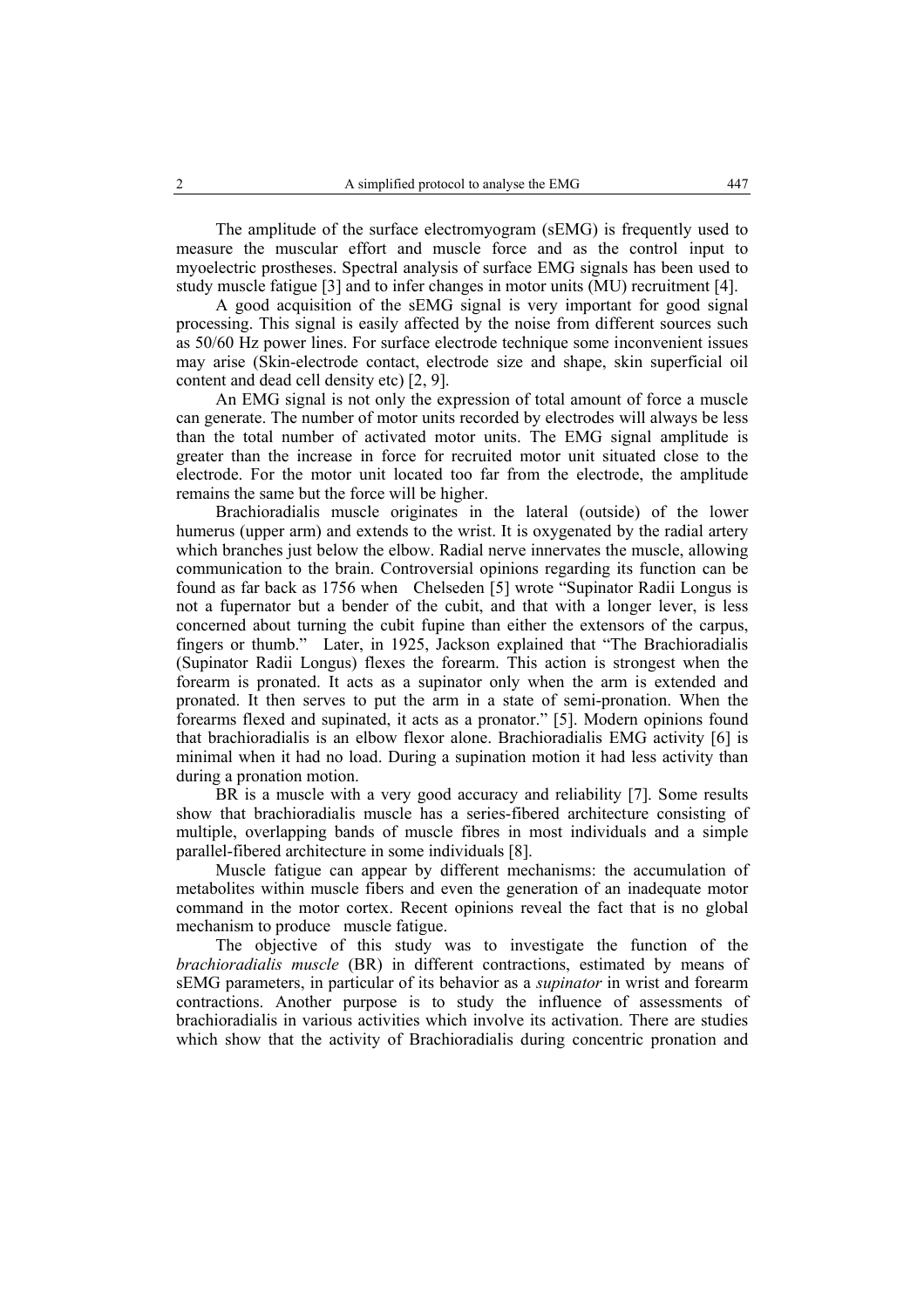The amplitude of the surface electromyogram (sEMG) is frequently used to measure the muscular effort and muscle force and as the control input to myoelectric prostheses. Spectral analysis of surface EMG signals has been used to study muscle fatigue [3] and to infer changes in motor units (MU) recruitment [4].

A good acquisition of the sEMG signal is very important for good signal processing. This signal is easily affected by the noise from different sources such as 50/60 Hz power lines. For surface electrode technique some inconvenient issues may arise (Skin-electrode contact, electrode size and shape, skin superficial oil content and dead cell density etc) [2, 9].

An EMG signal is not only the expression of total amount of force a muscle can generate. The number of motor units recorded by electrodes will always be less than the total number of activated motor units. The EMG signal amplitude is greater than the increase in force for recruited motor unit situated close to the electrode. For the motor unit located too far from the electrode, the amplitude remains the same but the force will be higher.

Brachioradialis muscle originates in the lateral (outside) of the lower humerus (upper arm) and extends to the wrist. It is oxygenated by the radial artery which branches just below the elbow. Radial nerve innervates the muscle, allowing communication to the brain. Controversial opinions regarding its function can be found as far back as 1756 when Chelseden [5] wrote "Supinator Radii Longus is not a fupernator but a bender of the cubit, and that with a longer lever, is less concerned about turning the cubit fupine than either the extensors of the carpus, fingers or thumb." Later, in 1925, Jackson explained that "The Brachioradialis (Supinator Radii Longus) flexes the forearm. This action is strongest when the forearm is pronated. It acts as a supinator only when the arm is extended and pronated. It then serves to put the arm in a state of semi-pronation. When the forearms flexed and supinated, it acts as a pronator." [5]. Modern opinions found that brachioradialis is an elbow flexor alone. Brachioradialis EMG activity [6] is minimal when it had no load. During a supination motion it had less activity than during a pronation motion.

BR is a muscle with a very good accuracy and reliability [7]. Some results show that brachioradialis muscle has a series-fibered architecture consisting of multiple, overlapping bands of muscle fibres in most individuals and a simple parallel-fibered architecture in some individuals [8].

Muscle fatigue can appear by different mechanisms: the accumulation of metabolites within muscle fibers and even the generation of an inadequate motor command in the motor cortex. Recent opinions reveal the fact that is no global mechanism to produce muscle fatigue.

The objective of this study was to investigate the function of the *brachioradialis muscle* (BR) in different contractions, estimated by means of sEMG parameters, in particular of its behavior as a *supinator* in wrist and forearm contractions. Another purpose is to study the influence of assessments of brachioradialis in various activities which involve its activation. There are studies which show that the activity of Brachioradialis during concentric pronation and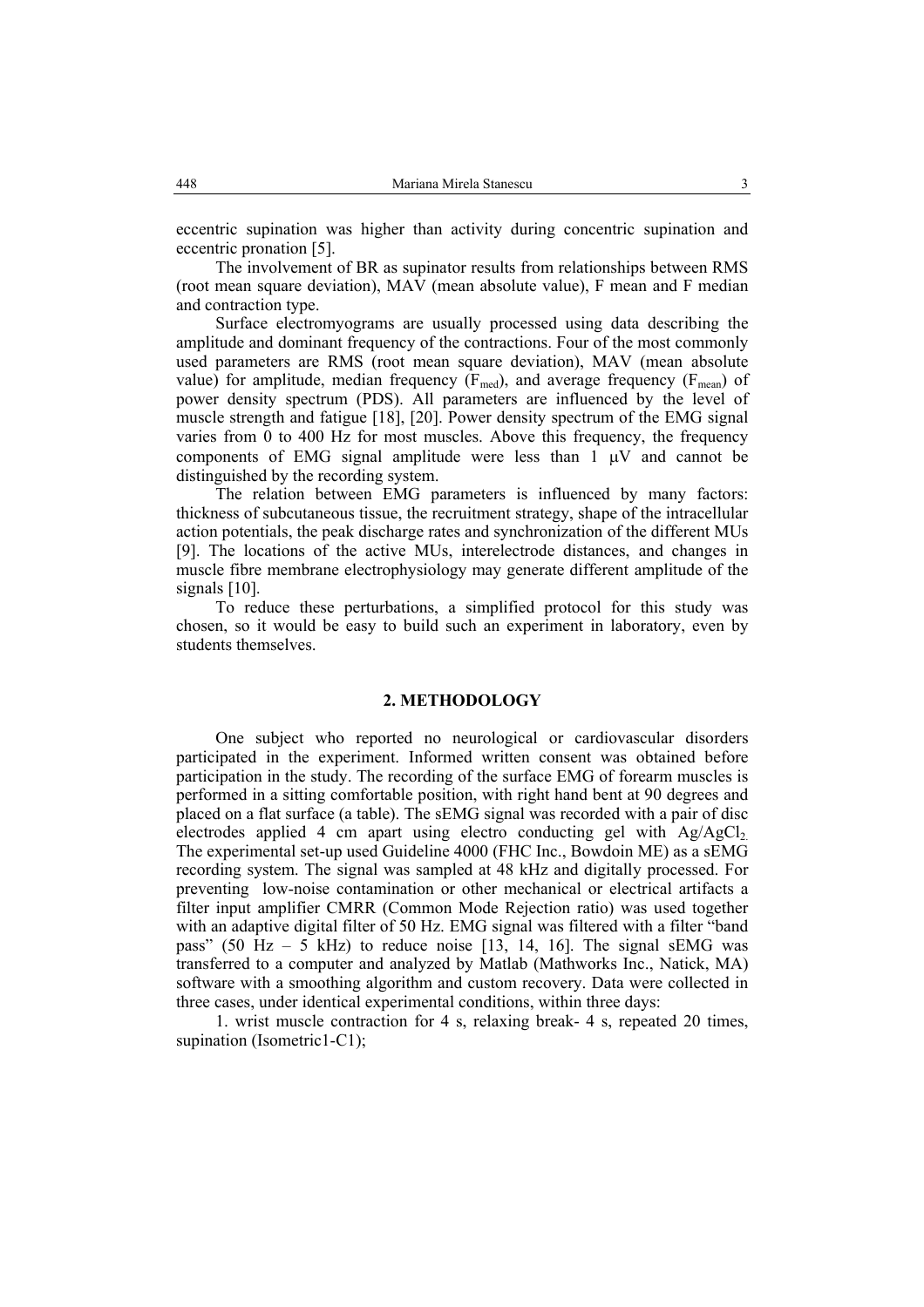eccentric supination was higher than activity during concentric supination and eccentric pronation [5].

The involvement of BR as supinator results from relationships between RMS (root mean square deviation), MAV (mean absolute value), F mean and F median and contraction type.

Surface electromyograms are usually processed using data describing the amplitude and dominant frequency of the contractions. Four of the most commonly used parameters are RMS (root mean square deviation), MAV (mean absolute value) for amplitude, median frequency ($F_{med}$), and average frequency ($F_{mean}$) of power density spectrum (PDS). All parameters are influenced by the level of muscle strength and fatigue [18], [20]. Power density spectrum of the EMG signal varies from 0 to 400 Hz for most muscles. Above this frequency, the frequency components of EMG signal amplitude were less than 1 μV and cannot be distinguished by the recording system.

The relation between EMG parameters is influenced by many factors: thickness of subcutaneous tissue, the recruitment strategy, shape of the intracellular action potentials, the peak discharge rates and synchronization of the different MUs [9]. The locations of the active MUs, interelectrode distances, and changes in muscle fibre membrane electrophysiology may generate different amplitude of the signals [10].

To reduce these perturbations, a simplified protocol for this study was chosen, so it would be easy to build such an experiment in laboratory, even by students themselves.

## 2. METHODOLOGY

One subject who reported no neurological or cardiovascular disorders participated in the experiment. Informed written consent was obtained before participation in the study. The recording of the surface EMG of forearm muscles is performed in a sitting comfortable position, with right hand bent at 90 degrees and placed on a flat surface (a table). The sEMG signal was recorded with a pair of disc electrodes applied 4 cm apart using electro conducting gel with $Ag/AgCl_2$. The experimental set-up used Guideline 4000 (FHC Inc., Bowdoin ME) as a sEMG recording system. The signal was sampled at 48 kHz and digitally processed. For preventing low-noise contamination or other mechanical or electrical artifacts a filter input amplifier CMRR (Common Mode Rejection ratio) was used together with an adaptive digital filter of 50 Hz. EMG signal was filtered with a filter "band pass" (50 Hz – 5 kHz) to reduce noise [13, 14, 16]. The signal sEMG was transferred to a computer and analyzed by Matlab (Mathworks Inc., Natick, MA) software with a smoothing algorithm and custom recovery. Data were collected in three cases, under identical experimental conditions, within three days:

1. wrist muscle contraction for 4 s, relaxing break- 4 s, repeated 20 times, supination (Isometric1-C1);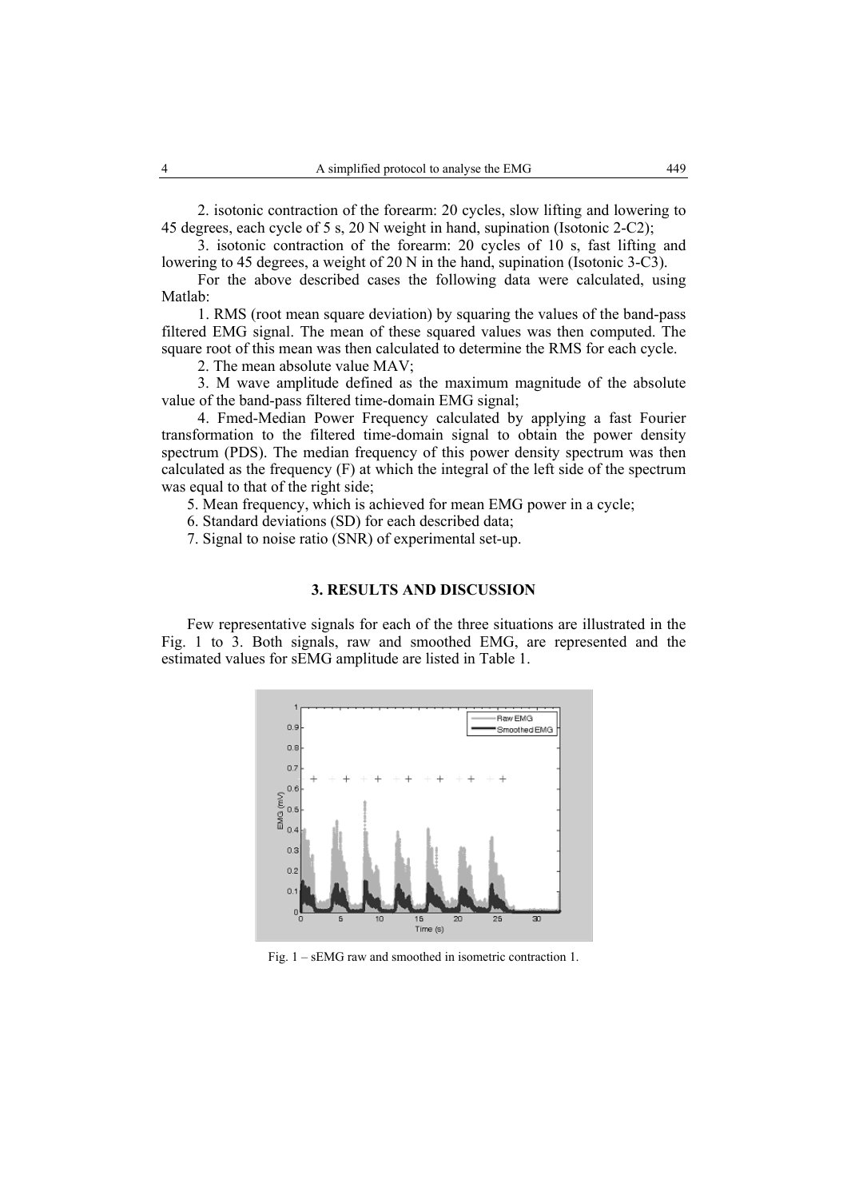2. isotonic contraction of the forearm: 20 cycles, slow lifting and lowering to 45 degrees, each cycle of 5 s, 20 N weight in hand, supination (Isotonic 2-C2);

3. isotonic contraction of the forearm: 20 cycles of 10 s, fast lifting and lowering to 45 degrees, a weight of 20 N in the hand, supination (Isotonic 3-C3).

For the above described cases the following data were calculated, using Matlab:

1. RMS (root mean square deviation) by squaring the values of the band-pass filtered EMG signal. The mean of these squared values was then computed. The square root of this mean was then calculated to determine the RMS for each cycle.

2. The mean absolute value MAV;

3. M wave amplitude defined as the maximum magnitude of the absolute value of the band-pass filtered time-domain EMG signal;

4. Fmed-Median Power Frequency calculated by applying a fast Fourier transformation to the filtered time-domain signal to obtain the power density spectrum (PDS). The median frequency of this power density spectrum was then calculated as the frequency (F) at which the integral of the left side of the spectrum was equal to that of the right side;

5. Mean frequency, which is achieved for mean EMG power in a cycle;

6. Standard deviations (SD) for each described data;

7. Signal to noise ratio (SNR) of experimental set-up.

## 3. RESULTS AND DISCUSSION

Few representative signals for each of the three situations are illustrated in the Fig. 1 to 3. Both signals, raw and smoothed EMG, are represented and the estimated values for sEMG amplitude are listed in Table 1.

Fig. 1 – sEMG raw and smoothed in isometric contraction 1.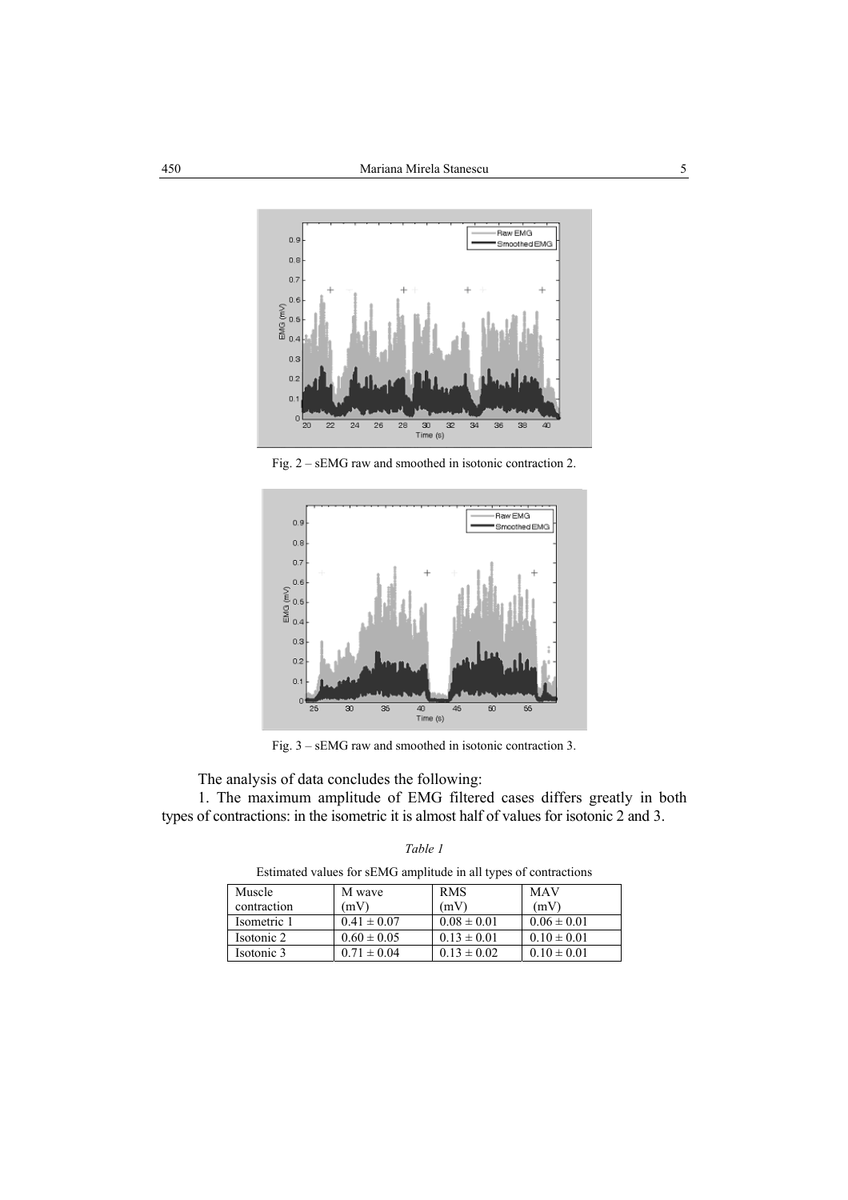Fig. 2 – sEMG raw and smoothed in isotonic contraction 2.

Fig. 3 – sEMG raw and smoothed in isotonic contraction 3.

The analysis of data concludes the following:

1. The maximum amplitude of EMG filtered cases differs greatly in both types of contractions: in the isometric it is almost half of values for isotonic 2 and 3.

*Table 1*

Estimated values for sEMG amplitude in all types of contractions

| Muscle contraction | M wave (mV) | RMS (mV) | MAV (mV) |
|---|---|---|---|
| Isometric 1 | $0.41 \pm 0.07$ | $0.08 \pm 0.01$ | $0.06 \pm 0.01$ |
| Isotonic 2 | $0.60 \pm 0.05$ | $0.13 \pm 0.01$ | $0.10 \pm 0.01$ |
| Isotonic 3 | $0.71 \pm 0.04$ | $0.13 \pm 0.02$ | $0.10 \pm 0.01$ |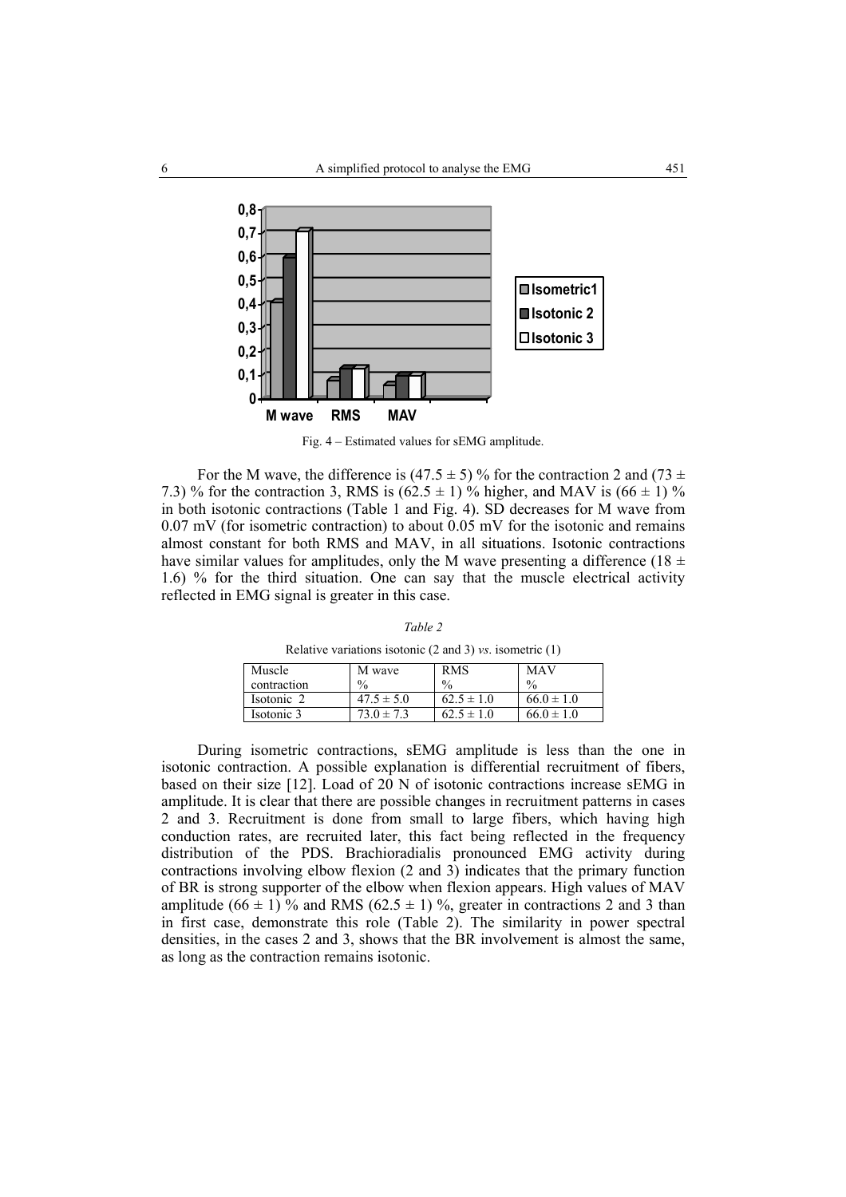Fig. 4 – Estimated values for sEMG amplitude.

For the M wave, the difference is $(47.5 \pm 5)$ % for the contraction 2 and $(73 \pm 7.3)$ % for the contraction 3, RMS is $(62.5 \pm 1)$ % higher, and MAV is $(66 \pm 1)$ % in both isotonic contractions (Table 1 and Fig. 4). SD decreases for M wave from 0.07 mV (for isometric contraction) to about 0.05 mV for the isotonic and remains almost constant for both RMS and MAV, in all situations. Isotonic contractions have similar values for amplitudes, only the M wave presenting a difference $(18 \pm 1.6)$ % for the third situation. One can say that the muscle electrical activity reflected in EMG signal is greater in this case.

*Table 2*

Relative variations isotonic (2 and 3) *vs*. isometric (1)

| Muscle contraction | M wave % | RMS % | MAV % |
|---|---|---|---|
| Isotonic 2 | $47.5 \pm 5.0$ | $62.5 \pm 1.0$ | $66.0 \pm 1.0$ |
| Isotonic 3 | $73.0 \pm 7.3$ | $62.5 \pm 1.0$ | $66.0 \pm 1.0$ |

During isometric contractions, sEMG amplitude is less than the one in isotonic contraction. A possible explanation is differential recruitment of fibers, based on their size [12]. Load of 20 N of isotonic contractions increase sEMG in amplitude. It is clear that there are possible changes in recruitment patterns in cases 2 and 3. Recruitment is done from small to large fibers, which having high conduction rates, are recruited later, this fact being reflected in the frequency distribution of the PDS. Brachioradialis pronounced EMG activity during contractions involving elbow flexion (2 and 3) indicates that the primary function of BR is strong supporter of the elbow when flexion appears. High values of MAV amplitude $(66 \pm 1)$ % and RMS $(62.5 \pm 1)$ %, greater in contractions 2 and 3 than in first case, demonstrate this role (Table 2). The similarity in power spectral densities, in the cases 2 and 3, shows that the BR involvement is almost the same, as long as the contraction remains isotonic.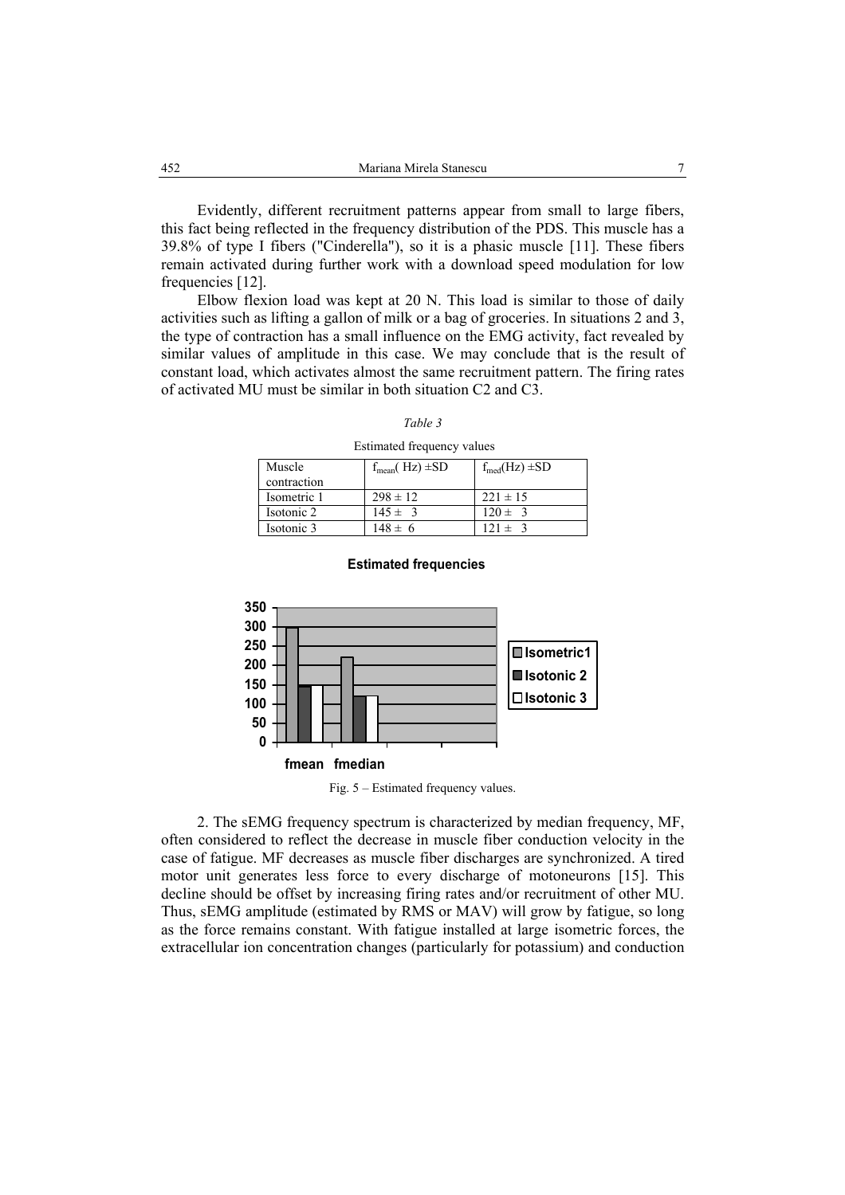Evidently, different recruitment patterns appear from small to large fibers, this fact being reflected in the frequency distribution of the PDS. This muscle has a 39.8% of type I fibers ("Cinderella"), so it is a phasic muscle [11]. These fibers remain activated during further work with a download speed modulation for low frequencies [12].

Elbow flexion load was kept at 20 N. This load is similar to those of daily activities such as lifting a gallon of milk or a bag of groceries. In situations 2 and 3, the type of contraction has a small influence on the EMG activity, fact revealed by similar values of amplitude in this case. We may conclude that is the result of constant load, which activates almost the same recruitment pattern. The firing rates of activated MU must be similar in both situation C2 and C3.

*Table 3*

Estimated frequency values

| Muscle contraction | $f_{mean}$( Hz) ±SD | $f_{med}$(Hz) ±SD |
|---|---|---|
| Isometric 1 | 298 ± 12 | 221 ± 15 |
| Isotonic 2 | 145 ± 3 | 120 ± 3 |
| Isotonic 3 | 148 ± 6 | 121 ± 3 |

**Estimated frequencies**

Fig. 5 – Estimated frequency values.

2. The sEMG frequency spectrum is characterized by median frequency, MF, often considered to reflect the decrease in muscle fiber conduction velocity in the case of fatigue. MF decreases as muscle fiber discharges are synchronized. A tired motor unit generates less force to every discharge of motoneurons [15]. This decline should be offset by increasing firing rates and/or recruitment of other MU. Thus, sEMG amplitude (estimated by RMS or MAV) will grow by fatigue, so long as the force remains constant. With fatigue installed at large isometric forces, the extracellular ion concentration changes (particularly for potassium) and conduction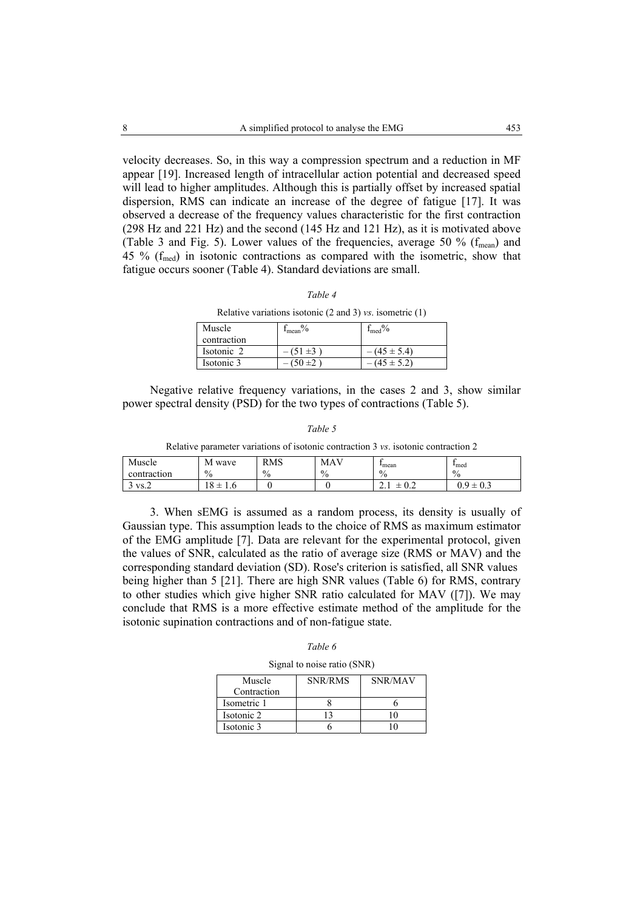velocity decreases. So, in this way a compression spectrum and a reduction in MF appear [19]. Increased length of intracellular action potential and decreased speed will lead to higher amplitudes. Although this is partially offset by increased spatial dispersion, RMS can indicate an increase of the degree of fatigue [17]. It was observed a decrease of the frequency values characteristic for the first contraction (298 Hz and 221 Hz) and the second (145 Hz and 121 Hz), as it is motivated above (Table 3 and Fig. 5). Lower values of the frequencies, average 50 % ($f_{mean}$) and 45 % ($f_{med}$) in isotonic contractions as compared with the isometric, show that fatigue occurs sooner (Table 4). Standard deviations are small.

*Table 4*

Relative variations isotonic (2 and 3) *vs*. isometric (1)

| Muscle contraction | $f_{mean}$% | $f_{med}$% |
|---|---|---|
| Isotonic 2 | $-(51 \pm 3)$ | $-(45 \pm 5.4)$ |
| Isotonic 3 | $-(50 \pm 2)$ | $-(45 \pm 5.2)$ |

Negative relative frequency variations, in the cases 2 and 3, show similar power spectral density (PSD) for the two types of contractions (Table 5).

*Table 5*

Relative parameter variations of isotonic contraction 3 *vs*. isotonic contraction 2

| Muscle contraction | M wave % | RMS % | MAV % | $f_{mean}$ % | $f_{med}$ % |
|---|---|---|---|---|---|
| 3 vs.2 | $18 \pm 1.6$ | 0 | 0 | $2.1 \pm 0.2$ | $0.9 \pm 0.3$ |

3. When sEMG is assumed as a random process, its density is usually of Gaussian type. This assumption leads to the choice of RMS as maximum estimator of the EMG amplitude [7]. Data are relevant for the experimental protocol, given the values of SNR, calculated as the ratio of average size (RMS or MAV) and the corresponding standard deviation (SD). Rose's criterion is satisfied, all SNR values being higher than 5 [21]. There are high SNR values (Table 6) for RMS, contrary to other studies which give higher SNR ratio calculated for MAV ([7]). We may conclude that RMS is a more effective estimate method of the amplitude for the isotonic supination contractions and of non-fatigue state.

*Table 6*

Signal to noise ratio (SNR)

| Muscle Contraction | SNR/RMS | SNR/MAV |
|---|---|---|
| Isometric 1 | 8 | 6 |
| Isotonic 2 | 13 | 10 |
| Isotonic 3 | 6 | 10 |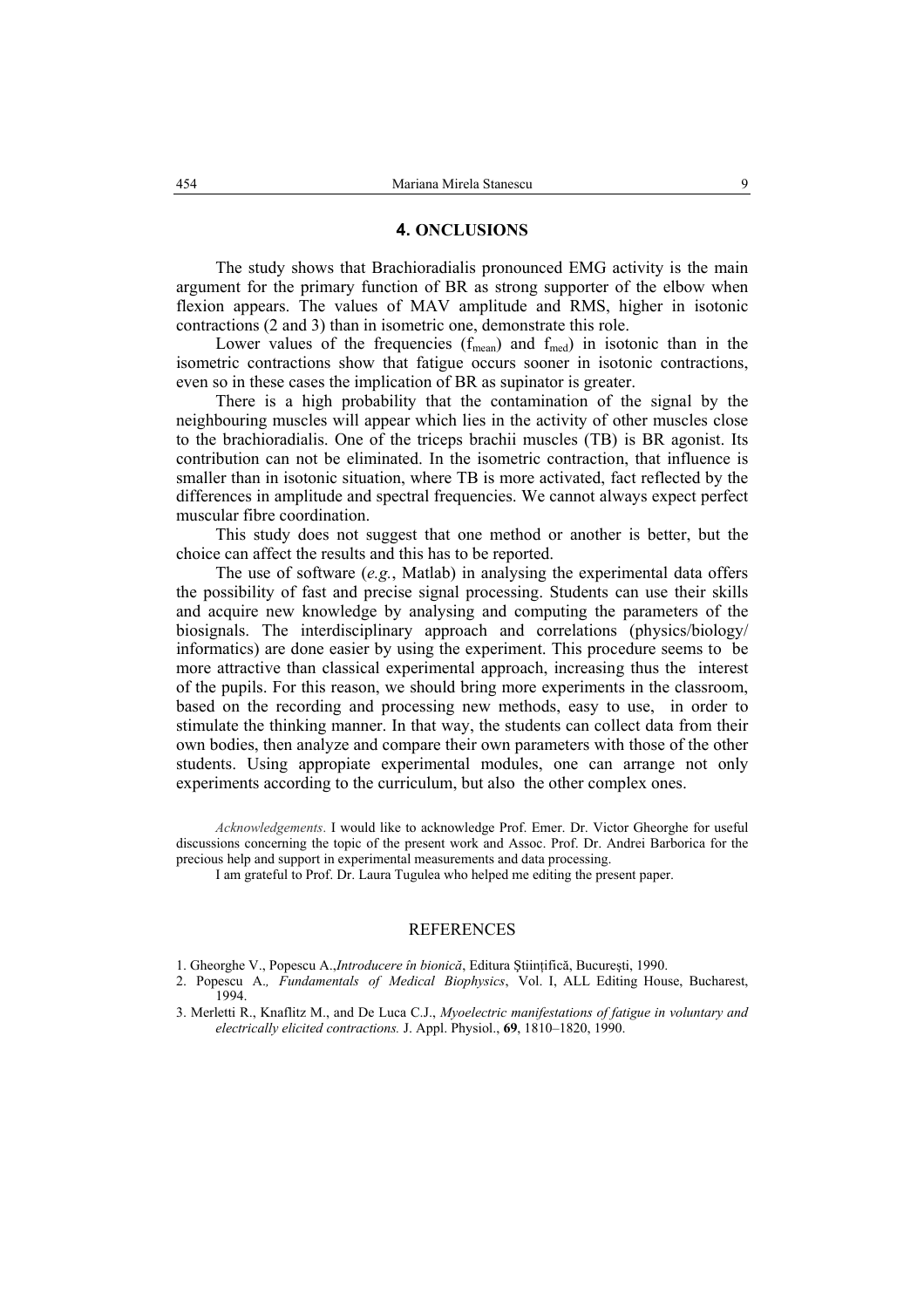## 4. ONCLUSIONS

The study shows that Brachioradialis pronounced EMG activity is the main argument for the primary function of BR as strong supporter of the elbow when flexion appears. The values of MAV amplitude and RMS, higher in isotonic contractions (2 and 3) than in isometric one, demonstrate this role.

Lower values of the frequencies ($f_{mean}$) and $f_{med}$) in isotonic than in the isometric contractions show that fatigue occurs sooner in isotonic contractions, even so in these cases the implication of BR as supinator is greater.

There is a high probability that the contamination of the signal by the neighbouring muscles will appear which lies in the activity of other muscles close to the brachioradialis. One of the triceps brachii muscles (TB) is BR agonist. Its contribution can not be eliminated. In the isometric contraction, that influence is smaller than in isotonic situation, where TB is more activated, fact reflected by the differences in amplitude and spectral frequencies. We cannot always expect perfect muscular fibre coordination.

This study does not suggest that one method or another is better, but the choice can affect the results and this has to be reported.

The use of software (*e.g.*, Matlab) in analysing the experimental data offers the possibility of fast and precise signal processing. Students can use their skills and acquire new knowledge by analysing and computing the parameters of the biosignals. The interdisciplinary approach and correlations (physics/biology/ informatics) are done easier by using the experiment. This procedure seems to be more attractive than classical experimental approach, increasing thus the interest of the pupils. For this reason, we should bring more experiments in the classroom, based on the recording and processing new methods, easy to use, in order to stimulate the thinking manner. In that way, the students can collect data from their own bodies, then analyze and compare their own parameters with those of the other students. Using appropiate experimental modules, one can arrange not only experiments according to the curriculum, but also the other complex ones.

*Acknowledgements*. I would like to acknowledge Prof. Emer. Dr. Victor Gheorghe for useful discussions concerning the topic of the present work and Assoc. Prof. Dr. Andrei Barborica for the precious help and support in experimental measurements and data processing.

I am grateful to Prof. Dr. Laura Tugulea who helped me editing the present paper.

## REFERENCES

1. Gheorghe V., Popescu A.,*Introducere în bionică*, Editura Ştiinţifică, Bucureşti, 1990.
2. Popescu A., *Fundamentals of Medical Biophysics*, Vol. I, ALL Editing House, Bucharest, 1994.
3. Merletti R., Knaflitz M., and De Luca C.J., *Myoelectric manifestations of fatigue in voluntary and electrically elicited contractions.* J. Appl. Physiol., **69**, 1810–1820, 1990.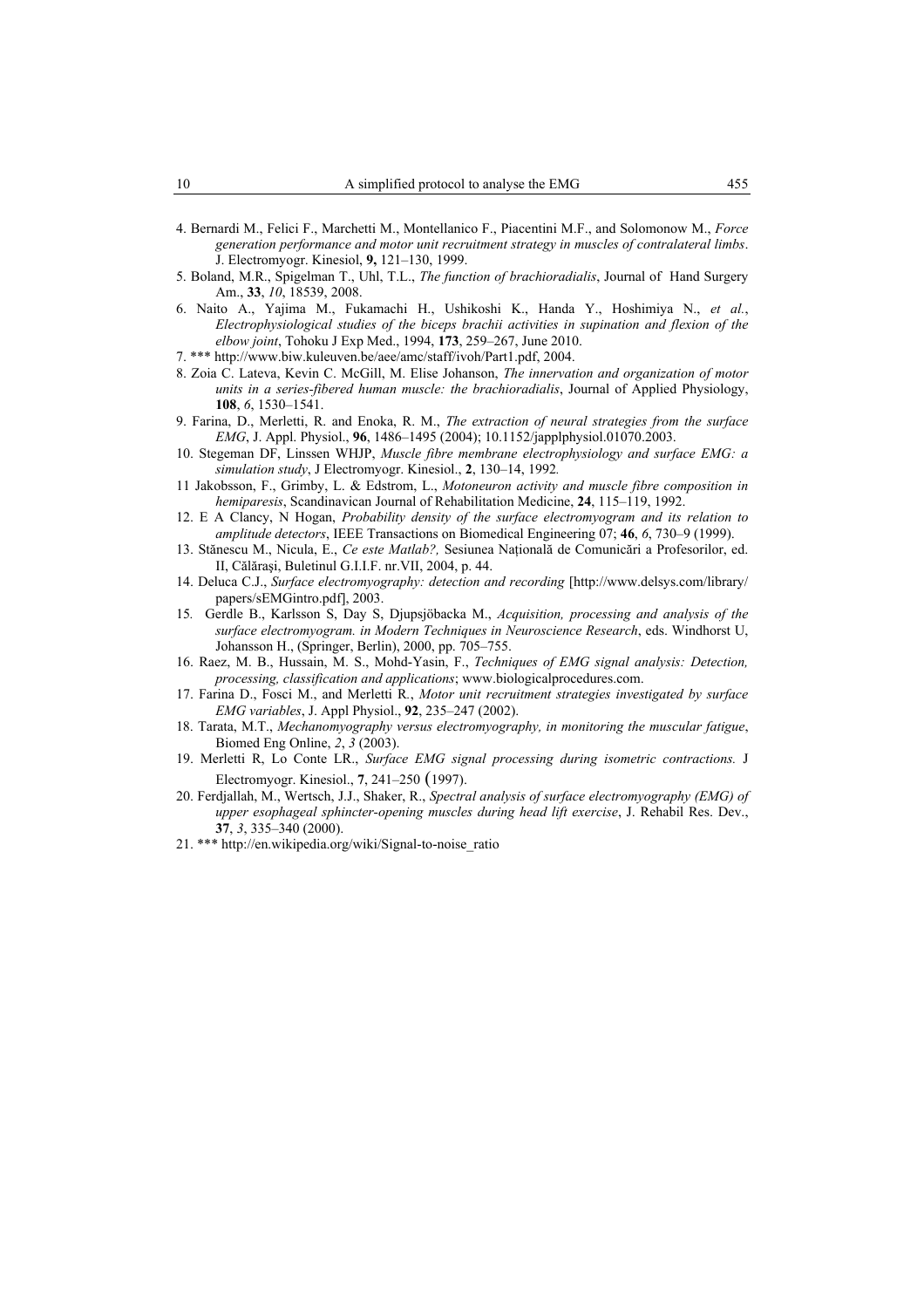4. Bernardi M., Felici F., Marchetti M., Montellanico F., Piacentini M.F., and Solomonow M., *Force generation performance and motor unit recruitment strategy in muscles of contralateral limbs*. J. Electromyogr. Kinesiol, **9,** 121–130, 1999.
5. Boland, M.R., Spigelman T., Uhl, T.L., *The function of brachioradialis*, Journal of Hand Surgery Am., **33**, *10*, 18539, 2008.
6. Naito A., Yajima M., Fukamachi H., Ushikoshi K., Handa Y., Hoshimiya N., *et al.*, *Electrophysiological studies of the biceps brachii activities in supination and flexion of the elbow joint*, Tohoku J Exp Med., 1994, **173**, 259–267, June 2010.
7. *** http://www.biw.kuleuven.be/aee/amc/staff/ivoh/Part1.pdf, 2004.
8. Zoia C. Lateva, Kevin C. McGill, M. Elise Johanson, *The innervation and organization of motor units in a series-fibered human muscle: the brachioradialis*, Journal of Applied Physiology, **108**, *6*, 1530–1541.
9. Farina, D., Merletti, R. and Enoka, R. M., *The extraction of neural strategies from the surface EMG*, J. Appl. Physiol., **96**, 1486–1495 (2004); 10.1152/japplphysiol.01070.2003.
10. Stegeman DF, Linssen WHJP, *Muscle fibre membrane electrophysiology and surface EMG: a simulation study*, J Electromyogr. Kinesiol., **2**, 130–14, 1992*.*
11 Jakobsson, F., Grimby, L. & Edstrom, L., *Motoneuron activity and muscle fibre composition in hemiparesis*, Scandinavican Journal of Rehabilitation Medicine, **24**, 115–119, 1992.
12. E A Clancy, N Hogan, *Probability density of the surface electromyogram and its relation to amplitude detectors*, IEEE Transactions on Biomedical Engineering 07; **46**, *6*, 730–9 (1999).
13. Stănescu M., Nicula, E., *Ce este Matlab?,* Sesiunea Națională de Comunicări a Profesorilor, ed. II, Călărași, Buletinul G.I.I.F. nr.VII, 2004, p. 44.
14. Deluca C.J., *Surface electromyography: detection and recording* [http://www.delsys.com/library/papers/sEMGintro.pdf], 2003.
15*.* Gerdle B., Karlsson S, Day S, Djupsjöbacka M., *Acquisition, processing and analysis of the surface electromyogram. in Modern Techniques in Neuroscience Research*, eds. Windhorst U, Johansson H., (Springer, Berlin), 2000, pp. 705–755.
16. Raez, M. B., Hussain, M. S., Mohd-Yasin, F., *Techniques of EMG signal analysis: Detection, processing, classification and applications*; www.biologicalprocedures.com.
17. Farina D., Fosci M., and Merletti R., *Motor unit recruitment strategies investigated by surface EMG variables*, J. Appl Physiol., **92**, 235–247 (2002).
18. Tarata, M.T., *Mechanomyography versus electromyography, in monitoring the muscular fatigue*, Biomed Eng Online, *2*, *3* (2003).
19. Merletti R, Lo Conte LR., *Surface EMG signal processing during isometric contractions.* J Electromyogr. Kinesiol., **7**, 241–250 (1997).
20. Ferdjallah, M., Wertsch, J.J., Shaker, R., *Spectral analysis of surface electromyography (EMG) of upper esophageal sphincter-opening muscles during head lift exercise*, J. Rehabil Res. Dev., **37**, *3*, 335–340 (2000).
21. *** http://en.wikipedia.org/wiki/Signal-to-noise_ratio